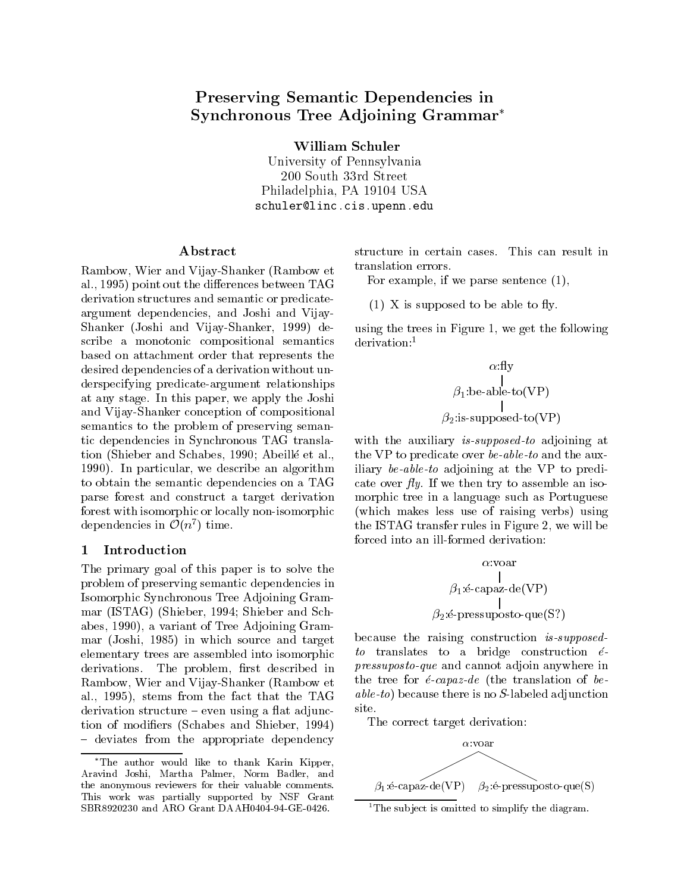# Preserving Semantic Dependencies in Synchronous Tree Adjoining Grammar[*]

**William Schuler**
University of Pennsylvania
200 South 33rd Street
Philadelphia, PA 19104 USA
schuler@linc.cis.upenn.edu

## Abstract

Rambow, Wier and Vijay-Shanker (Rambow et al., 1995) point out the differences between TAG derivation structures and semantic or predicate-argument dependencies, and Joshi and Vijay-Shanker (Joshi and Vijay-Shanker, 1999) describe a monotonic compositional semantics based on attachment order that represents the desired dependencies of a derivation without underspecifying predicate-argument relationships at any stage. In this paper, we apply the Joshi and Vijay-Shanker conception of compositional semantics to the problem of preserving semantic dependencies in Synchronous TAG translation (Shieber and Schabes, 1990; Abeillé et al., 1990). In particular, we describe an algorithm to obtain the semantic dependencies on a TAG parse forest and construct a target derivation forest with isomorphic or locally non-isomorphic dependencies in $\mathcal{O}(n^7)$ time.

## 1 Introduction

The primary goal of this paper is to solve the problem of preserving semantic dependencies in Isomorphic Synchronous Tree Adjoining Grammar (ISTAG) (Shieber, 1994; Shieber and Schabes, 1990), a variant of Tree Adjoining Grammar (Joshi, 1985) in which source and target elementary trees are assembled into isomorphic derivations. The problem, first described in Rambow, Wier and Vijay-Shanker (Rambow et al., 1995), stems from the fact that the TAG derivation structure – even using a flat adjunction of modifiers (Schabes and Shieber, 1994) – deviates from the appropriate dependency structure in certain cases. This can result in translation errors.

For example, if we parse sentence (1),

(1) X is supposed to be able to fly.

using the trees in Figure 1, we get the following derivation:[1]

```
α:fly
  |
β1:be-able-to(VP)
  |
β2:is-supposed-to(VP)
```

with the auxiliary *is-supposed-to* adjoining at the VP to predicate over *be-able-to* and the auxiliary *be-able-to* adjoining at the VP to predicate over *fly*. If we then try to assemble an isomorphic tree in a language such as Portuguese (which makes less use of raising verbs) using the ISTAG transfer rules in Figure 2, we will be forced into an ill-formed derivation:

```
α:voar
  |
β1:é-capaz-de(VP)
  |
β2:é-pressuposto-que(S?)
```

because the raising construction *is-supposed-to* translates to a bridge construction *é-pressuposto-que* and cannot adjoin anywhere in the tree for *é-capaz-de* (the translation of *be-able-to*) because there is no *S*-labeled adjunction site.

The correct target derivation:

```
              α:voar
             /      \
β1:é-capaz-de(VP)   β2:é-pressuposto-que(S)
```

[*] The author would like to thank Karin Kipper, Aravind Joshi, Martha Palmer, Norm Badler, and the anonymous reviewers for their valuable comments. This work was partially supported by NSF Grant SBR8920230 and ARO Grant DAAH0404-94-GE-0426.

[1] The subject is omitted to simplify the diagram.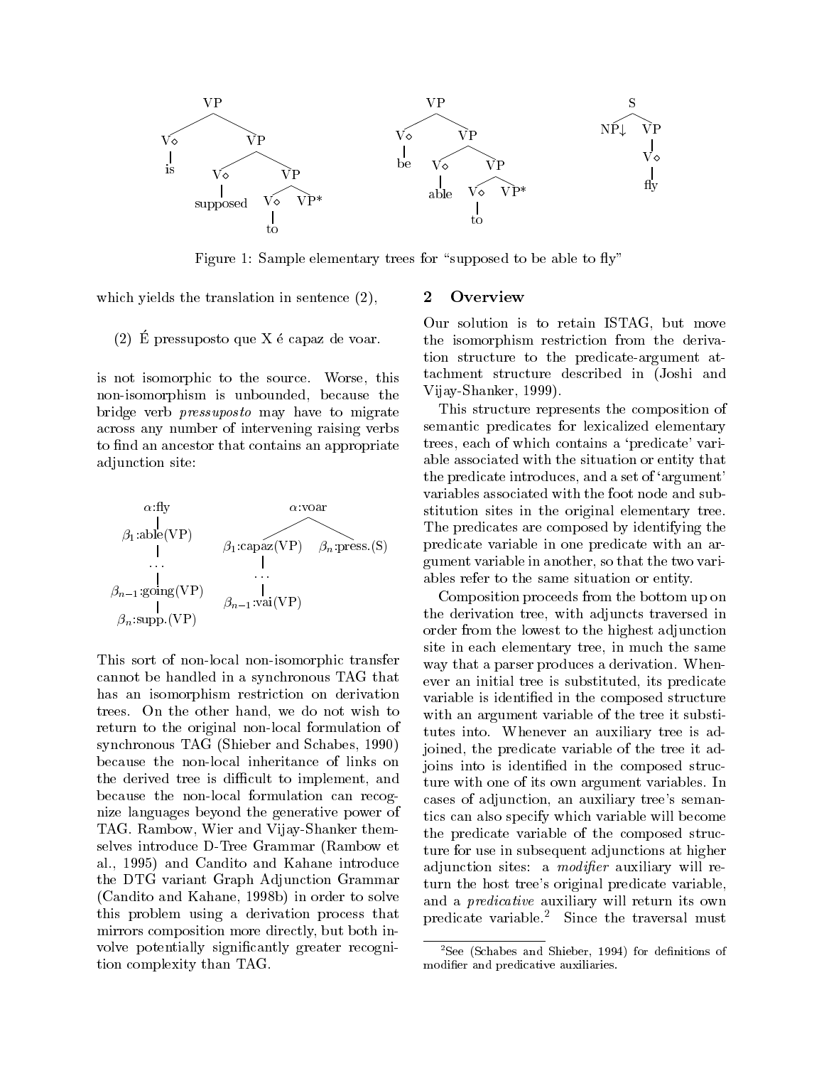Figure 1: Sample elementary trees for “supposed to be able to fly”

which yields the translation in sentence (2),

(2) É pressuposto que X é capaz de voar.

is not isomorphic to the source. Worse, this non-isomorphism is unbounded, because the bridge verb *pressuposto* may have to migrate across any number of intervening raising verbs to find an ancestor that contains an appropriate adjunction site:

This sort of non-local non-isomorphic transfer cannot be handled in a synchronous TAG that has an isomorphism restriction on derivation trees. On the other hand, we do not wish to return to the original non-local formulation of synchronous TAG (Shieber and Schabes, 1990) because the non-local inheritance of links on the derived tree is difficult to implement, and because the non-local formulation can recognize languages beyond the generative power of TAG. Rambow, Wier and Vijay-Shanker themselves introduce D-Tree Grammar (Rambow et al., 1995) and Candito and Kahane introduce the DTG variant Graph Adjunction Grammar (Candito and Kahane, 1998b) in order to solve this problem using a derivation process that mirrors composition more directly, but both involve potentially significantly greater recognition complexity than TAG.

## 2 Overview

Our solution is to retain ISTAG, but move the isomorphism restriction from the derivation structure to the predicate-argument attachment structure described in (Joshi and Vijay-Shanker, 1999).

This structure represents the composition of semantic predicates for lexicalized elementary trees, each of which contains a ‘predicate’ variable associated with the situation or entity that the predicate introduces, and a set of ‘argument’ variables associated with the foot node and substitution sites in the original elementary tree. The predicates are composed by identifying the predicate variable in one predicate with an argument variable in another, so that the two variables refer to the same situation or entity.

Composition proceeds from the bottom up on the derivation tree, with adjuncts traversed in order from the lowest to the highest adjunction site in each elementary tree, in much the same way that a parser produces a derivation. Whenever an initial tree is substituted, its predicate variable is identified in the composed structure with an argument variable of the tree it substitutes into. Whenever an auxiliary tree is adjoined, the predicate variable of the tree it adjoins into is identified in the composed structure with one of its own argument variables. In cases of adjunction, an auxiliary tree’s semantics can also specify which variable will become the predicate variable of the composed structure for use in subsequent adjunctions at higher adjunction sites: a *modifier* auxiliary will return the host tree’s original predicate variable, and a *predicative* auxiliary will return its own predicate variable.[2] Since the traversal must

[2] See (Schabes and Shieber, 1994) for definitions of modifier and predicative auxiliaries.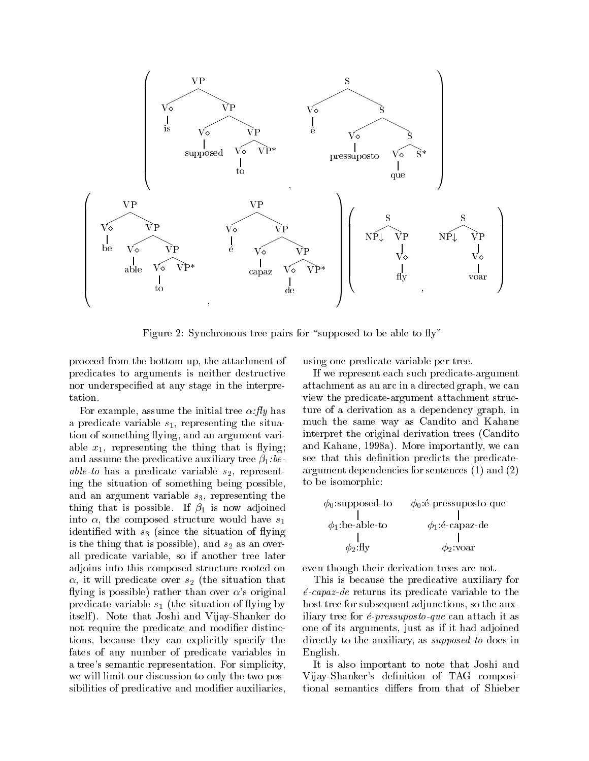Figure 2: Synchronous tree pairs for "supposed to be able to fly"

proceed from the bottom up, the attachment of predicates to arguments is neither destructive nor underspecified at any stage in the interpretation.

For example, assume the initial tree *α:fly* has a predicate variable $s_1$, representing the situation of something flying, and an argument variable $x_1$, representing the thing that is flying; and assume the predicative auxiliary tree *$\beta_1$:be-able-to* has a predicate variable $s_2$, representing the situation of something being possible, and an argument variable $s_3$, representing the thing that is possible. If $\beta_1$ is now adjoined into $\alpha$, the composed structure would have $s_1$ identified with $s_3$ (since the situation of flying is the thing that is possible), and $s_2$ as an overall predicate variable, so if another tree later adjoins into this composed structure rooted on $\alpha$, it will predicate over $s_2$ (the situation that flying is possible) rather than over $\alpha$'s original predicate variable $s_1$ (the situation of flying by itself). Note that Joshi and Vijay-Shanker do not require the predicate and modifier distinctions, because they can explicitly specify the fates of any number of predicate variables in a tree's semantic representation. For simplicity, we will limit our discussion to only the two possibilities of predicative and modifier auxiliaries, using one predicate variable per tree.

If we represent each such predicate-argument attachment as an arc in a directed graph, we can view the predicate-argument attachment structure of a derivation as a dependency graph, in much the same way as Candito and Kahane interpret the original derivation trees (Candito and Kahane, 1998a). More importantly, we can see that this definition predicts the predicate-argument dependencies for sentences (1) and (2) to be isomorphic:

| | |
|---|---|
| $\phi_0$:supposed-to | $\phi_0$:é-pressuposto-que |
| $\phi_1$:be-able-to | $\phi_1$:é-capaz-de |
| $\phi_2$:fly | $\phi_2$:voar |

even though their derivation trees are not.

This is because the predicative auxiliary for *é-capaz-de* returns its predicate variable to the host tree for subsequent adjunctions, so the auxiliary tree for *é-pressuposto-que* can attach it as one of its arguments, just as if it had adjoined directly to the auxiliary, as *supposed-to* does in English.

It is also important to note that Joshi and Vijay-Shanker's definition of TAG compositional semantics differs from that of Shieber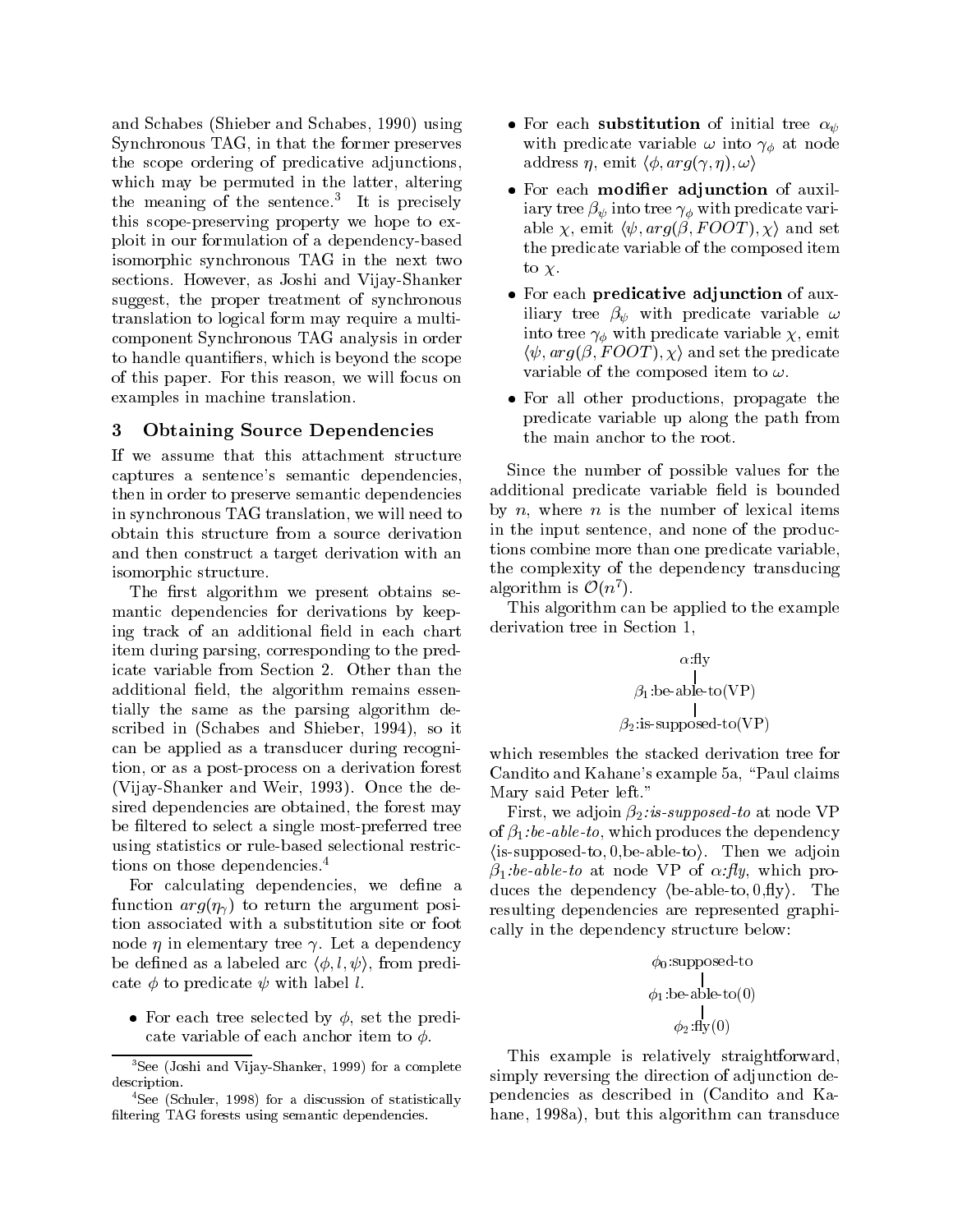and Schabes (Shieber and Schabes, 1990) using Synchronous TAG, in that the former preserves the scope ordering of predicative adjunctions, which may be permuted in the latter, altering the meaning of the sentence.[3] It is precisely this scope-preserving property we hope to exploit in our formulation of a dependency-based isomorphic synchronous TAG in the next two sections. However, as Joshi and Vijay-Shanker suggest, the proper treatment of synchronous translation to logical form may require a multi-component Synchronous TAG analysis in order to handle quantifiers, which is beyond the scope of this paper. For this reason, we will focus on examples in machine translation.

## 3 Obtaining Source Dependencies

If we assume that this attachment structure captures a sentence's semantic dependencies, then in order to preserve semantic dependencies in synchronous TAG translation, we will need to obtain this structure from a source derivation and then construct a target derivation with an isomorphic structure.

The first algorithm we present obtains semantic dependencies for derivations by keeping track of an additional field in each chart item during parsing, corresponding to the predicate variable from Section 2. Other than the additional field, the algorithm remains essentially the same as the parsing algorithm described in (Schabes and Shieber, 1994), so it can be applied as a transducer during recognition, or as a post-process on a derivation forest (Vijay-Shanker and Weir, 1993). Once the desired dependencies are obtained, the forest may be filtered to select a single most-preferred tree using statistics or rule-based selectional restrictions on those dependencies.[4]

For calculating dependencies, we define a function $arg(\eta_\gamma)$ to return the argument position associated with a substitution site or foot node $\eta$ in elementary tree $\gamma$. Let a dependency be defined as a labeled arc $\langle \phi, l, \psi \rangle$, from predicate $\phi$ to predicate $\psi$ with label $l$.

- For each tree selected by $\phi$, set the predicate variable of each anchor item to $\phi$.
- For each **substitution** of initial tree $\alpha_\psi$ with predicate variable $\omega$ into $\gamma_\phi$ at node address $\eta$, emit $\langle \phi, arg(\gamma, \eta), \omega \rangle$
- For each **modifier adjunction** of auxiliary tree $\beta_\psi$ into tree $\gamma_\phi$ with predicate variable $\chi$, emit $\langle \psi, arg(\beta, FOOT), \chi \rangle$ and set the predicate variable of the composed item to $\chi$.
- For each **predicative adjunction** of auxiliary tree $\beta_\psi$ with predicate variable $\omega$ into tree $\gamma_\phi$ with predicate variable $\chi$, emit $\langle \psi, arg(\beta, FOOT), \chi \rangle$ and set the predicate variable of the composed item to $\omega$.
- For all other productions, propagate the predicate variable up along the path from the main anchor to the root.

Since the number of possible values for the additional predicate variable field is bounded by $n$, where $n$ is the number of lexical items in the input sentence, and none of the productions combine more than one predicate variable, the complexity of the dependency transducing algorithm is $\mathcal{O}(n^7)$.

This algorithm can be applied to the example derivation tree in Section 1,

```
        α:fly
          |
  β1:be-able-to(VP)
          |
  β2:is-supposed-to(VP)
```

which resembles the stacked derivation tree for Candito and Kahane's example 5a, "Paul claims Mary said Peter left."

First, we adjoin $\beta_2$*:is-supposed-to* at node VP of $\beta_1$*:be-able-to*, which produces the dependency $\langle$is-supposed-to, 0, be-able-to$\rangle$. Then we adjoin $\beta_1$*:be-able-to* at node VP of $\alpha$*:fly*, which produces the dependency $\langle$be-able-to, 0, fly$\rangle$. The resulting dependencies are represented graphically in the dependency structure below:

```
   φ0:supposed-to
          |
  φ1:be-able-to(0)
          |
      φ2:fly(0)
```

This example is relatively straightforward, simply reversing the direction of adjunction dependencies as described in (Candito and Kahane, 1998a), but this algorithm can transduce

[3] See (Joshi and Vijay-Shanker, 1999) for a complete description.

[4] See (Schuler, 1998) for a discussion of statistically filtering TAG forests using semantic dependencies.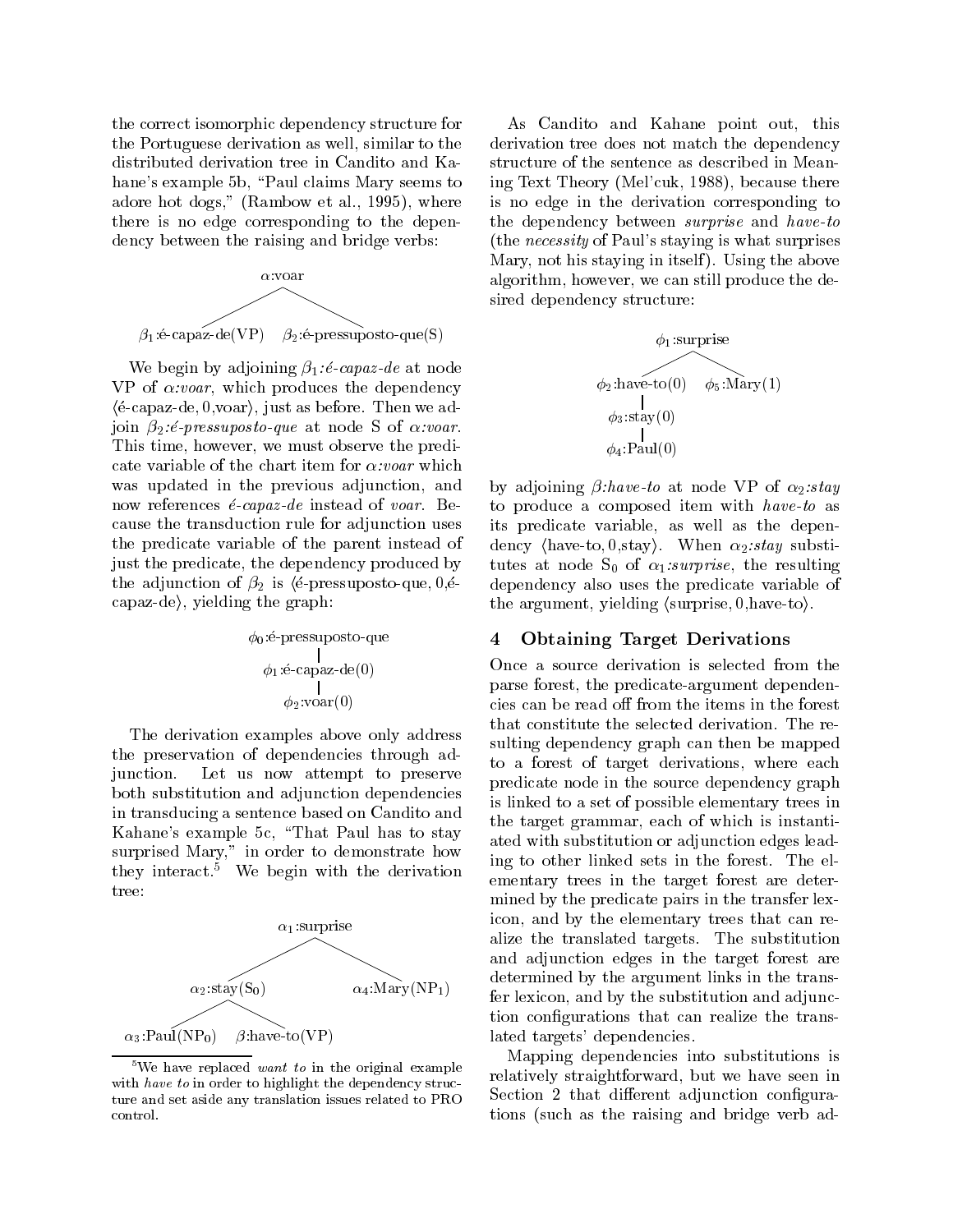the correct isomorphic dependency structure for the Portuguese derivation as well, similar to the distributed derivation tree in Candito and Kahane's example 5b, "Paul claims Mary seems to adore hot dogs," (Rambow et al., 1995), where there is no edge corresponding to the dependency between the raising and bridge verbs:

```
                 α:voar
               /        \
β1:é-capaz-de(VP)    β2:é-pressuposto-que(S)
```

We begin by adjoining $\beta_1$*:é-capaz-de* at node VP of *α:voar*, which produces the dependency ⟨é-capaz-de, 0,voar⟩, just as before. Then we adjoin $\beta_2$*:é-pressuposto-que* at node S of *α:voar*. This time, however, we must observe the predicate variable of the chart item for *α:voar* which was updated in the previous adjunction, and now references *é-capaz-de* instead of *voar*. Because the transduction rule for adjunction uses the predicate variable of the parent instead of just the predicate, the dependency produced by the adjunction of $\beta_2$ is ⟨é-pressuposto-que, 0,é-capaz-de⟩, yielding the graph:

```
φ0:é-pressuposto-que
        |
  φ1:é-capaz-de(0)
        |
    φ2:voar(0)
```

The derivation examples above only address the preservation of dependencies through adjunction. Let us now attempt to preserve both substitution and adjunction dependencies in transducing a sentence based on Candito and Kahane's example 5c, "That Paul has to stay surprised Mary," in order to demonstrate how they interact.[5] We begin with the derivation tree:

```
                    α1:surprise
                  /             \
          α2:stay(S0)         α4:Mary(NP1)
          /          \
α3:Paul(NP0)    β:have-to(VP)
```

[5]We have replaced *want to* in the original example with *have to* in order to highlight the dependency structure and set aside any translation issues related to PRO control.

As Candito and Kahane point out, this derivation tree does not match the dependency structure of the sentence as described in Meaning Text Theory (Mel'cuk, 1988), because there is no edge in the derivation corresponding to the dependency between *surprise* and *have-to* (the *necessity* of Paul's staying is what surprises Mary, not his staying in itself). Using the above algorithm, however, we can still produce the desired dependency structure:

```
           φ1:surprise
          /           \
  φ2:have-to(0)    φ5:Mary(1)
        |
   φ3:stay(0)
        |
   φ4:Paul(0)
```

by adjoining *β:have-to* at node VP of $\alpha_2$*:stay* to produce a composed item with *have-to* as its predicate variable, as well as the dependency ⟨have-to, 0,stay⟩. When $\alpha_2$*:stay* substitutes at node $S_0$ of $\alpha_1$*:surprise*, the resulting dependency also uses the predicate variable of the argument, yielding ⟨surprise, 0,have-to⟩.

## 4 Obtaining Target Derivations

Once a source derivation is selected from the parse forest, the predicate-argument dependencies can be read off from the items in the forest that constitute the selected derivation. The resulting dependency graph can then be mapped to a forest of target derivations, where each predicate node in the source dependency graph is linked to a set of possible elementary trees in the target grammar, each of which is instantiated with substitution or adjunction edges leading to other linked sets in the forest. The elementary trees in the target forest are determined by the predicate pairs in the transfer lexicon, and by the elementary trees that can realize the translated targets. The substitution and adjunction edges in the target forest are determined by the argument links in the transfer lexicon, and by the substitution and adjunction configurations that can realize the translated targets' dependencies.

Mapping dependencies into substitutions is relatively straightforward, but we have seen in Section 2 that different adjunction configurations (such as the raising and bridge verb ad-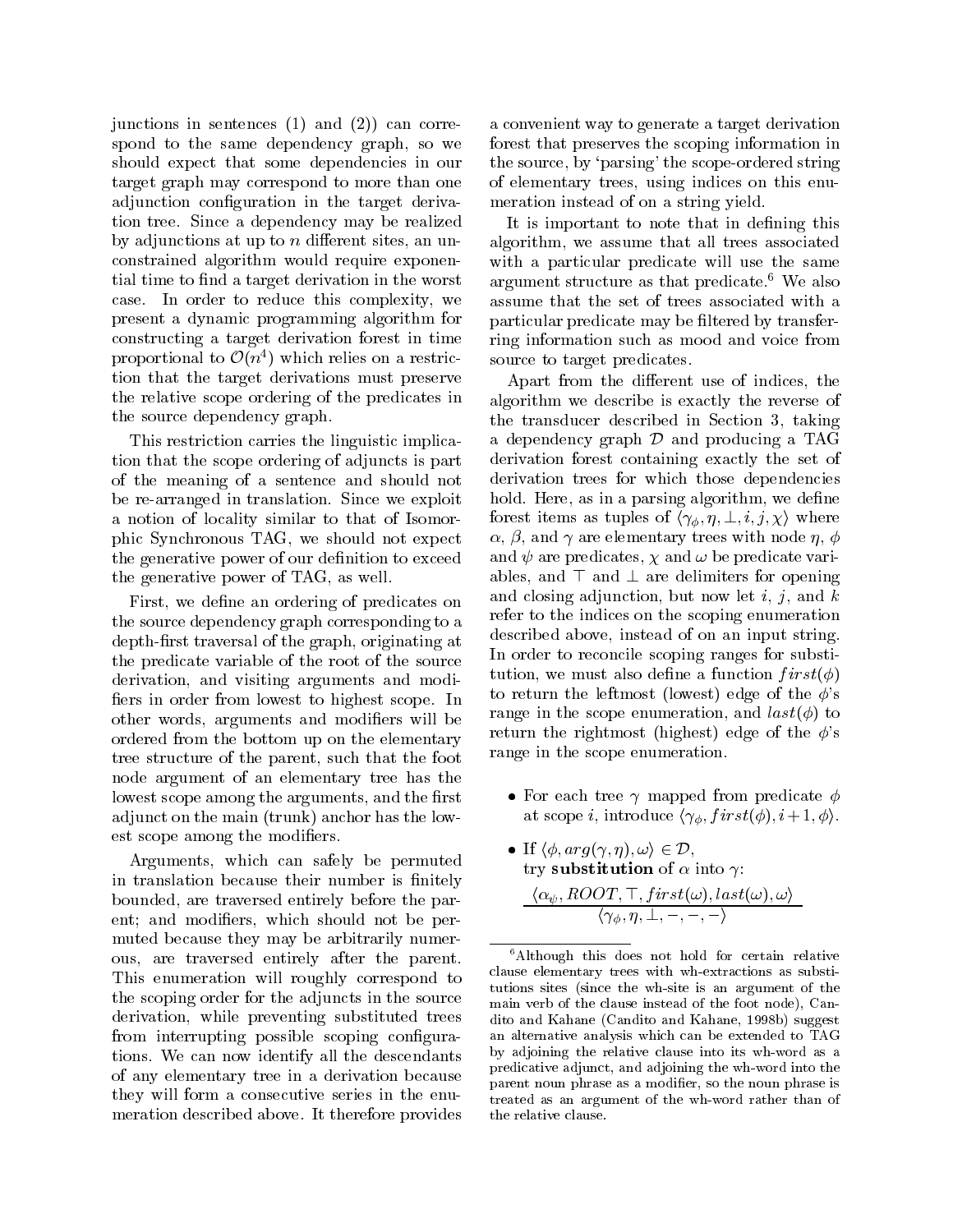junctions in sentences (1) and (2)) can correspond to the same dependency graph, so we should expect that some dependencies in our target graph may correspond to more than one adjunction configuration in the target derivation tree. Since a dependency may be realized by adjunctions at up to $n$ different sites, an unconstrained algorithm would require exponential time to find a target derivation in the worst case. In order to reduce this complexity, we present a dynamic programming algorithm for constructing a target derivation forest in time proportional to $\mathcal{O}(n^4)$ which relies on a restriction that the target derivations must preserve the relative scope ordering of the predicates in the source dependency graph.

This restriction carries the linguistic implication that the scope ordering of adjuncts is part of the meaning of a sentence and should not be re-arranged in translation. Since we exploit a notion of locality similar to that of Isomorphic Synchronous TAG, we should not expect the generative power of our definition to exceed the generative power of TAG, as well.

First, we define an ordering of predicates on the source dependency graph corresponding to a depth-first traversal of the graph, originating at the predicate variable of the root of the source derivation, and visiting arguments and modifiers in order from lowest to highest scope. In other words, arguments and modifiers will be ordered from the bottom up on the elementary tree structure of the parent, such that the foot node argument of an elementary tree has the lowest scope among the arguments, and the first adjunct on the main (trunk) anchor has the lowest scope among the modifiers.

Arguments, which can safely be permuted in translation because their number is finitely bounded, are traversed entirely before the parent; and modifiers, which should not be permuted because they may be arbitrarily numerous, are traversed entirely after the parent. This enumeration will roughly correspond to the scoping order for the adjuncts in the source derivation, while preventing substituted trees from interrupting possible scoping configurations. We can now identify all the descendants of any elementary tree in a derivation because they will form a consecutive series in the enumeration described above. It therefore provides a convenient way to generate a target derivation forest that preserves the scoping information in the source, by 'parsing' the scope-ordered string of elementary trees, using indices on this enumeration instead of on a string yield.

It is important to note that in defining this algorithm, we assume that all trees associated with a particular predicate will use the same argument structure as that predicate.[6] We also assume that the set of trees associated with a particular predicate may be filtered by transferring information such as mood and voice from source to target predicates.

Apart from the different use of indices, the algorithm we describe is exactly the reverse of the transducer described in Section 3, taking a dependency graph $\mathcal{D}$ and producing a TAG derivation forest containing exactly the set of derivation trees for which those dependencies hold. Here, as in a parsing algorithm, we define forest items as tuples of $\langle \gamma_\phi, \eta, \bot, i, j, \chi \rangle$ where $\alpha$, $\beta$, and $\gamma$ are elementary trees with node $\eta$, $\phi$ and $\psi$ are predicates, $\chi$ and $\omega$ be predicate variables, and $\top$ and $\bot$ are delimiters for opening and closing adjunction, but now let $i$, $j$, and $k$ refer to the indices on the scoping enumeration described above, instead of on an input string. In order to reconcile scoping ranges for substitution, we must also define a function $first(\phi)$ to return the leftmost (lowest) edge of the $\phi$'s range in the scope enumeration, and $last(\phi)$ to return the rightmost (highest) edge of the $\phi$'s range in the scope enumeration.

- For each tree $\gamma$ mapped from predicate $\phi$ at scope $i$, introduce $\langle \gamma_\phi, first(\phi), i+1, \phi \rangle$.
- If $\langle \phi, arg(\gamma, \eta), \omega \rangle \in \mathcal{D}$, try **substitution** of $\alpha$ into $\gamma$:
$$\frac{\langle \alpha_\psi, ROOT, \top, first(\omega), last(\omega), \omega \rangle}{\langle \gamma_\phi, \eta, \bot, -, -, - \rangle}$$

[6] Although this does not hold for certain relative clause elementary trees with wh-extractions as substitutions sites (since the wh-site is an argument of the main verb of the clause instead of the foot node), Candito and Kahane (Candito and Kahane, 1998b) suggest an alternative analysis which can be extended to TAG by adjoining the relative clause into its wh-word as a predicative adjunct, and adjoining the wh-word into the parent noun phrase as a modifier, so the noun phrase is treated as an argument of the wh-word rather than of the relative clause.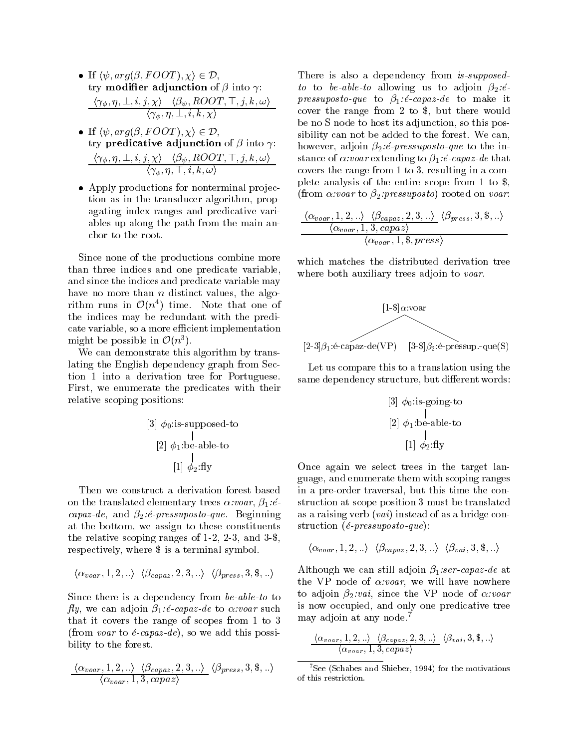- If $\langle \psi, arg(\beta, FOOT), \chi \rangle \in \mathcal{D}$, try **modifier adjunction** of $\beta$ into $\gamma$:

$$\frac{\langle \gamma_\phi, \eta, \bot, i, j, \chi \rangle \quad \langle \beta_\psi, ROOT, \top, j, k, \omega \rangle}{\langle \gamma_\phi, \eta, \bot, i, k, \chi \rangle}$$

- If $\langle \psi, arg(\beta, FOOT), \chi \rangle \in \mathcal{D}$, try **predicative adjunction** of $\beta$ into $\gamma$:

$$\frac{\langle \gamma_\phi, \eta, \bot, i, j, \chi \rangle \quad \langle \beta_\psi, ROOT, \top, j, k, \omega \rangle}{\langle \gamma_\phi, \eta, \top, i, k, \omega \rangle}$$

- Apply productions for nonterminal projection as in the transducer algorithm, propagating index ranges and predicative variables up along the path from the main anchor to the root.

Since none of the productions combine more than three indices and one predicate variable, and since the indices and predicate variable may have no more than $n$ distinct values, the algorithm runs in $\mathcal{O}(n^4)$ time. Note that one of the indices may be redundant with the predicate variable, so a more efficient implementation might be possible in $\mathcal{O}(n^3)$.

We can demonstrate this algorithm by translating the English dependency graph from Section 1 into a derivation tree for Portuguese. First, we enumerate the predicates with their relative scoping positions:

```
[3] φ0:is-supposed-to
        |
[2] φ1:be-able-to
        |
    [1] φ2:fly
```

Then we construct a derivation forest based on the translated elementary trees *α:voar*, *β₁:é-capaz-de*, and *β₂:é-pressuposto-que*. Beginning at the bottom, we assign to these constituents the relative scoping ranges of 1-2, 2-3, and 3-\$, respectively, where \$ is a terminal symbol.

$$\langle \alpha_{voar}, 1, 2, .. \rangle \;\; \langle \beta_{capaz}, 2, 3, .. \rangle \;\; \langle \beta_{press}, 3, \$, .. \rangle$$

Since there is a dependency from *be-able-to* to *fly*, we can adjoin *β₁:é-capaz-de* to *α:voar* such that it covers the range of scopes from 1 to 3 (from *voar* to *é-capaz-de*), so we add this possibility to the forest.

$$\frac{\langle \alpha_{voar}, 1, 2, .. \rangle \;\; \langle \beta_{capaz}, 2, 3, .. \rangle}{\langle \alpha_{voar}, 1, 3, capaz \rangle} \;\; \langle \beta_{press}, 3, \$, .. \rangle$$

There is also a dependency from *is-supposed-to* to *be-able-to* allowing us to adjoin *β₂:é-pressuposto-que* to *β₁:é-capaz-de* to make it cover the range from 2 to \$, but there would be no S node to host its adjunction, so this possibility can not be added to the forest. We can, however, adjoin *β₂:é-pressuposto-que* to the instance of *α:voar* extending to *β₁:é-capaz-de* that covers the range from 1 to 3, resulting in a complete analysis of the entire scope from 1 to \$, (from *α:voar* to *β₂:pressuposto*) rooted on *voar*:

$$\frac{\dfrac{\langle \alpha_{voar}, 1, 2, .. \rangle \;\; \langle \beta_{capaz}, 2, 3, .. \rangle}{\langle \alpha_{voar}, 1, 3, capaz \rangle} \;\; \langle \beta_{press}, 3, \$, .. \rangle}{\langle \alpha_{voar}, 1, \$, press \rangle}$$

which matches the distributed derivation tree where both auxiliary trees adjoin to *voar*.

```
                 [1-$]α:voar
                /           \
[2-3]β1:é-capaz-de(VP)   [3-$]β2:é-pressup.-que(S)
```

Let us compare this to a translation using the same dependency structure, but different words:

```
[3] φ0:is-going-to
        |
[2] φ1:be-able-to
        |
    [1] φ2:fly
```

Once again we select trees in the target language, and enumerate them with scoping ranges in a pre-order traversal, but this time the construction at scope position 3 must be translated as a raising verb (*vai*) instead of as a bridge construction (*é-pressuposto-que*):

$$\langle \alpha_{voar}, 1, 2, .. \rangle \;\; \langle \beta_{capaz}, 2, 3, .. \rangle \;\; \langle \beta_{vai}, 3, \$, .. \rangle$$

Although we can still adjoin *β₁:ser-capaz-de* at the VP node of *α:voar*, we will have nowhere to adjoin *β₂:vai*, since the VP node of *α:voar* is now occupied, and only one predicative tree may adjoin at any node.[7]

$$\frac{\langle \alpha_{voar}, 1, 2, .. \rangle \;\; \langle \beta_{capaz}, 2, 3, .. \rangle}{\langle \alpha_{voar}, 1, 3, capaz \rangle} \;\; \langle \beta_{vai}, 3, \$, .. \rangle$$

[7] See (Schabes and Shieber, 1994) for the motivations of this restriction.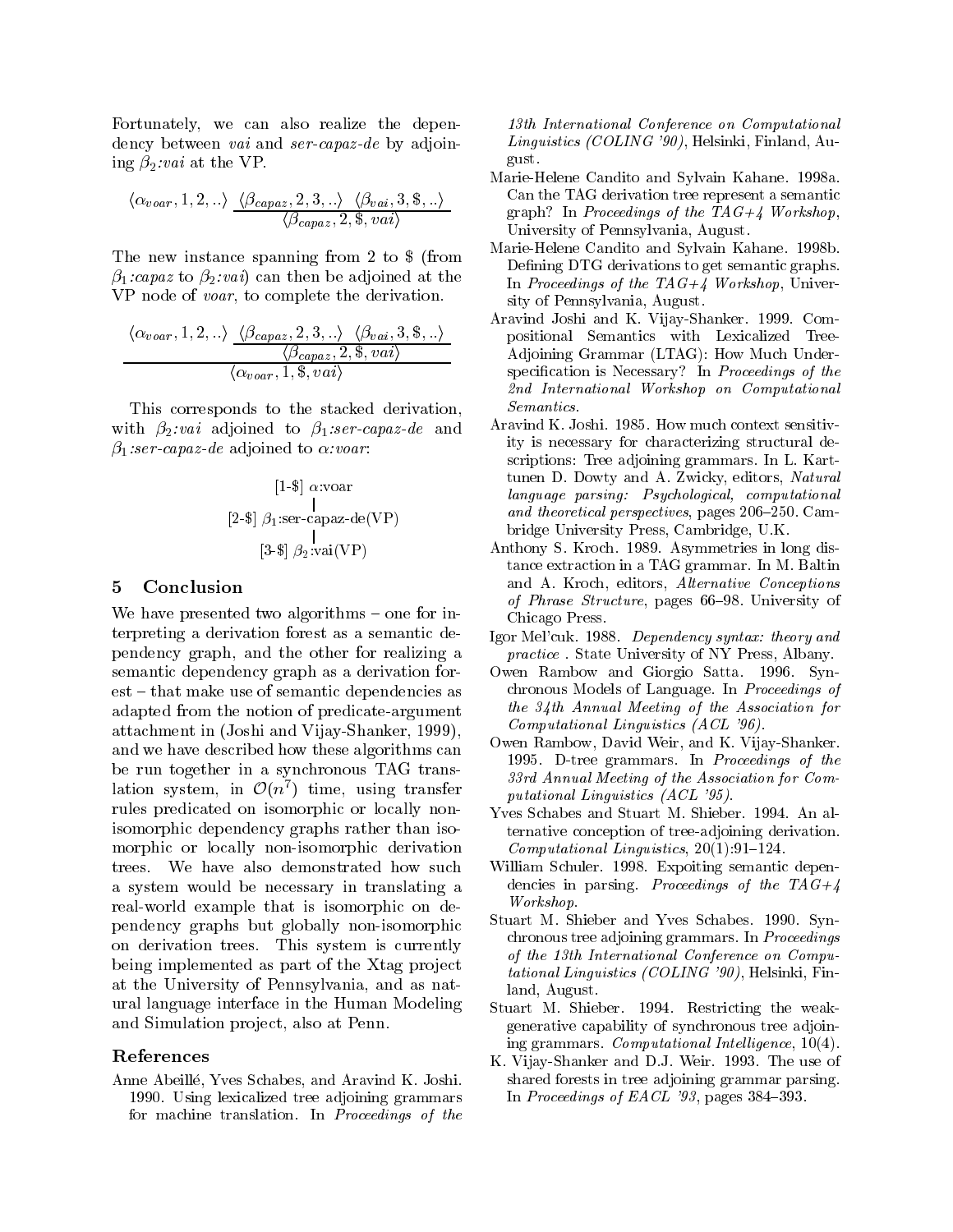Fortunately, we can also realize the dependency between *vai* and *ser-capaz-de* by adjoining $\beta_2$*:vai* at the VP.

$$\langle \alpha_{voar}, 1, 2, ..\rangle \;\; \frac{\langle \beta_{capaz}, 2, 3, ..\rangle \;\; \langle \beta_{vai}, 3, \$, ..\rangle}{\langle \beta_{capaz}, 2, \$, vai\rangle}$$

The new instance spanning from 2 to \$ (from $\beta_1$*:capaz* to $\beta_2$*:vai*) can then be adjoined at the VP node of *voar*, to complete the derivation.

$$\frac{\langle \alpha_{voar}, 1, 2, ..\rangle \;\; \dfrac{\langle \beta_{capaz}, 2, 3, ..\rangle \;\; \langle \beta_{vai}, 3, \$, ..\rangle}{\langle \beta_{capaz}, 2, \$, vai\rangle}}{\langle \alpha_{voar}, 1, \$, vai\rangle}$$

This corresponds to the stacked derivation, with $\beta_2$*:vai* adjoined to $\beta_1$*:ser-capaz-de* and $\beta_1$*:ser-capaz-de* adjoined to $\alpha$*:voar*:

```
[1-$] α:voar
      |
[2-$] β1:ser-capaz-de(VP)
      |
[3-$] β2:vai(VP)
```

## 5 Conclusion

We have presented two algorithms – one for interpreting a derivation forest as a semantic dependency graph, and the other for realizing a semantic dependency graph as a derivation forest – that make use of semantic dependencies as adapted from the notion of predicate-argument attachment in (Joshi and Vijay-Shanker, 1999), and we have described how these algorithms can be run together in a synchronous TAG translation system, in $\mathcal{O}(n^7)$ time, using transfer rules predicated on isomorphic or locally non-isomorphic dependency graphs rather than isomorphic or locally non-isomorphic derivation trees. We have also demonstrated how such a system would be necessary in translating a real-world example that is isomorphic on dependency graphs but globally non-isomorphic on derivation trees. This system is currently being implemented as part of the Xtag project at the University of Pennsylvania, and as natural language interface in the Human Modeling and Simulation project, also at Penn.

## References

Anne Abeillé, Yves Schabes, and Aravind K. Joshi. 1990. Using lexicalized tree adjoining grammars for machine translation. In *Proceedings of the 13th International Conference on Computational Linguistics (COLING '90)*, Helsinki, Finland, August.

Marie-Helene Candito and Sylvain Kahane. 1998a. Can the TAG derivation tree represent a semantic graph? In *Proceedings of the TAG+4 Workshop*, University of Pennsylvania, August.

Marie-Helene Candito and Sylvain Kahane. 1998b. Defining DTG derivations to get semantic graphs. In *Proceedings of the TAG+4 Workshop*, University of Pennsylvania, August.

Aravind Joshi and K. Vijay-Shanker. 1999. Compositional Semantics with Lexicalized Tree-Adjoining Grammar (LTAG): How Much Underspecification is Necessary? In *Proceedings of the 2nd International Workshop on Computational Semantics*.

Aravind K. Joshi. 1985. How much context sensitivity is necessary for characterizing structural descriptions: Tree adjoining grammars. In L. Karttunen D. Dowty and A. Zwicky, editors, *Natural language parsing: Psychological, computational and theoretical perspectives*, pages 206–250. Cambridge University Press, Cambridge, U.K.

Anthony S. Kroch. 1989. Asymmetries in long distance extraction in a TAG grammar. In M. Baltin and A. Kroch, editors, *Alternative Conceptions of Phrase Structure*, pages 66–98. University of Chicago Press.

Igor Mel'cuk. 1988. *Dependency syntax: theory and practice* . State University of NY Press, Albany.

Owen Rambow and Giorgio Satta. 1996. Synchronous Models of Language. In *Proceedings of the 34th Annual Meeting of the Association for Computational Linguistics (ACL '96)*.

Owen Rambow, David Weir, and K. Vijay-Shanker. 1995. D-tree grammars. In *Proceedings of the 33rd Annual Meeting of the Association for Computational Linguistics (ACL '95)*.

Yves Schabes and Stuart M. Shieber. 1994. An alternative conception of tree-adjoining derivation. *Computational Linguistics*, 20(1):91–124.

William Schuler. 1998. Expoiting semantic dependencies in parsing. *Proceedings of the TAG+4 Workshop*.

Stuart M. Shieber and Yves Schabes. 1990. Synchronous tree adjoining grammars. In *Proceedings of the 13th International Conference on Computational Linguistics (COLING '90)*, Helsinki, Finland, August.

Stuart M. Shieber. 1994. Restricting the weak-generative capability of synchronous tree adjoining grammars. *Computational Intelligence*, 10(4).

K. Vijay-Shanker and D.J. Weir. 1993. The use of shared forests in tree adjoining grammar parsing. In *Proceedings of EACL '93*, pages 384–393.